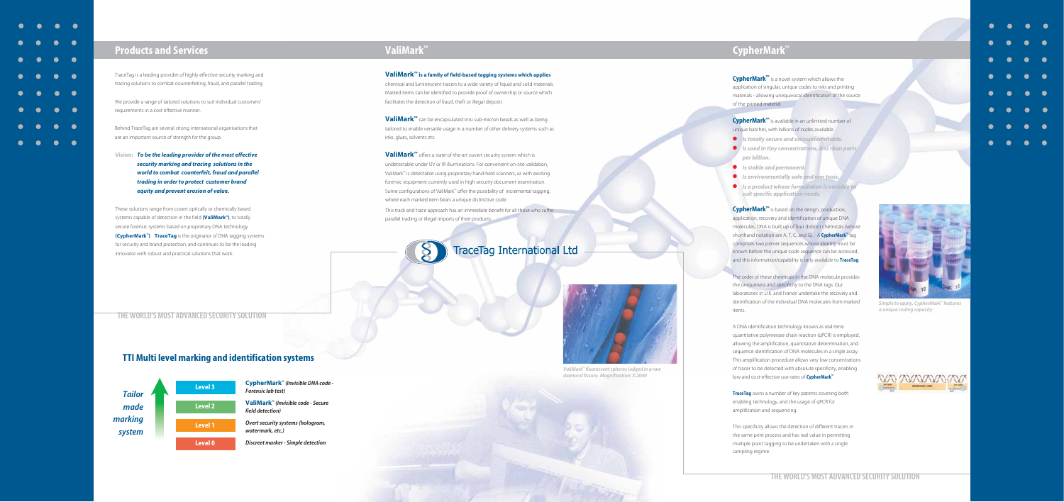## Products and Services

TraceTag is a leading provider of highly effective security marking and tracing solutions to combat counterfeiting, fraud, and parallel trading.

We provide a range of tailored solutions to suit individual customers' requirements in a cost effective manner.

Behind TraceTag are several strong international organisations that are an important source of strength for the group.

**Vision:** ***To be the leading provider of the most effective security marking and tracing solutions in the world to combat counterfeit, fraud and parallel trading in order to protect customer brand equity and prevent erosion of value.***

These solutions range from covert optically or chemically based systems capable of detection in the field **(ValiMark™)**, to totally secure forensic systems based on proprietary DNA technology **(CypherMark™)**. **TraceTag** is the originator of DNA tagging systems for security and brand protection, and continues to be the leading innovator with robust and practical solutions that work.

THE WORLD'S MOST ADVANCED SECURITY SOLUTION

## TTI Multi level marking and identification systems

***Tailor made marking system***

| Level | System |
|---|---|
| Level 3 | **CypherMark™** *(Invisible DNA code - Forensic lab test)* |
| Level 2 | **ValiMark™** *(Invisible code - Secure field detection)* |
| Level 1 | *Overt security systems (hologram, watermark, etc.)* |
| Level 0 | *Discreet marker - Simple detection* |

## ValiMark™

**ValiMark™ is a family of field-based tagging systems which applies** chemical and luminescent tracers to a wide variety of liquid and solid materials. Marked items can be identified to provide proof of ownership or source which facilitates the detection of fraud, theft or illegal deposit.

**ValiMark™** can be encapsulated into sub-micron beads as well as being tailored to enable versatile usage in a number of other delivery systems such as inks, glues, solvents etc.

**ValiMark™** offers a state-of-the-art covert security system which is undetectable under UV or IR illuminations. For convenient on-site validation, ValiMark™ is detectable using proprietary hand-held scanners, or with existing forensic equipment currently used in high security document examination. Some configurations of ValiMark™ offer the possibility of incremental tagging, where each marked item bears a unique distinctive code.

This track and trace approach has an immediate benefit for all those who suffer parallel trading or illegal imports of their products.

TraceTag International Ltd

*ValiMark™ fluorescent spheres lodged in a raw diamond fissure. Magnification: X 2000*

## CypherMark™

**CypherMark™** is a novel system which allows the application of singular, unique codes to inks and printing materials - allowing unequivocal identification of the source of the printed material.

**CypherMark™** is available in an unlimited number of unique batches, with billions of codes available.

- ***Is totally secure and uncounterfeitable.***
- ***Is used in tiny concentrations, less than parts per billion.***
- ***Is stable and permanent.***
- ***Is environmentally safe and non toxic.***
- ***Is a product whose formulation is variable to suit specific application needs.***

**CypherMark™** is based on the design, production, application, recovery and identification of unique DNA molecules. DNA is built up of four distinct chemicals (whose shorthand notation are A, T, C, and G). A **CypherMark™** tag comprises two primer sequences whose identity must be known before the unique code sequence can be accessed, and this information/capability is only available to **TraceTag**.

The order of these chemicals in the DNA molecule provides the uniqueness and specificity to the DNA tags. Our laboratories in U.K. and France undertake the recovery and identification of the individual DNA molecules from marked items.

A DNA identification technology known as real-time quantitative polymerase chain reaction (qPCR) is employed, allowing the amplification, quantitative determination, and sequence identification of DNA molecules in a single assay. This amplification procedure allows very low concentrations of tracer to be detected with absolute specificity, enabling low and cost-effective use rates of **CypherMark™**.

**TraceTag** owns a number of key patents covering both enabling technology, and the usage of qPCR for amplification and sequencing.

This specificity allows the detection of different tracers in the same print process and has real value in permitting multiple point tagging to be undertaken with a single sampling regime.

*Simple to apply, CypherMark™ features a unique coding capacity*

THE WORLD'S MOST ADVANCED SECURITY SOLUTION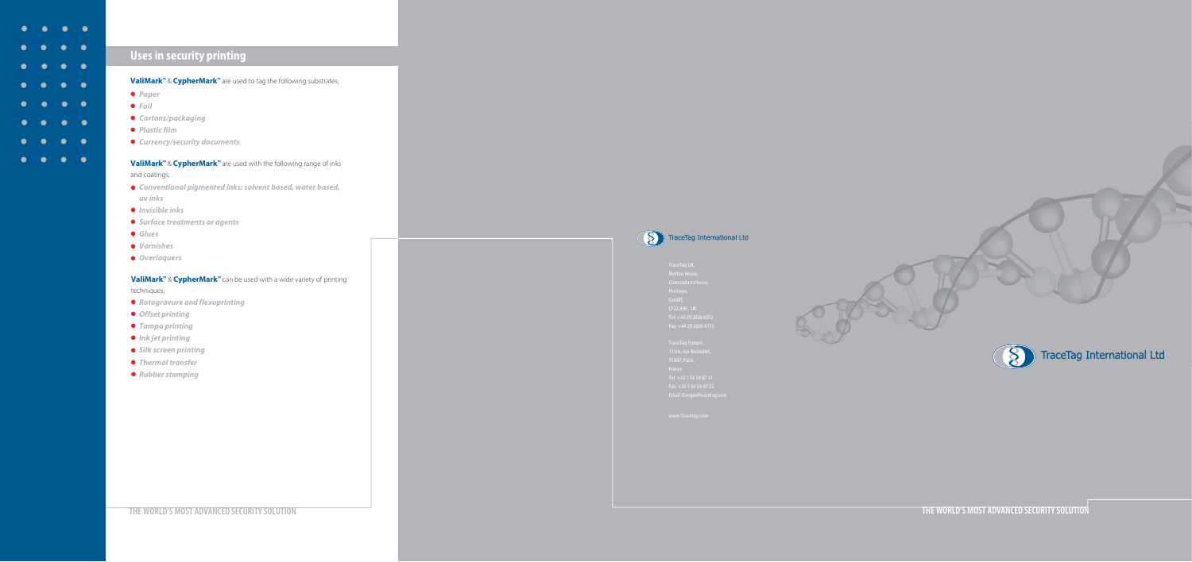## Uses in security printing

**ValiMark**™ & **CypherMark**™ are used to tag the following substrates;

- ***Paper***
- ***Foil***
- ***Cartons/packaging***
- ***Plastic film***
- ***Currency/security documents***

**ValiMark**™ & **CypherMark**™ are used with the following range of inks and coatings;

- ***Conventional pigmented inks: solvent based, water based, uv inks***
- ***Invisible inks***
- ***Surface treatments or agents***
- ***Glues***
- ***Varnishes***
- ***Overlaquers***

**ValiMark**™ & **CypherMark**™ can be used with a wide variety of printing techniques;

- ***Rotogravure and flexoprinting***
- ***Offset printing***
- ***Tampo printing***
- ***Ink jet printing***
- ***Silk screen printing***
- ***Thermal transfer***
- ***Rubber stamping***

**THE WORLD'S MOST ADVANCED SECURITY SOLUTION**

TraceTag International Ltd

TraceTag UK,
Merton House,
Croescadarn House,
Pentwyn,
Cardiff,
CF23 8HF, UK
Tel: +44 29 2026 6012
Fax: +44 29 2026 6115

TraceTag Europe,
11 bis, rue Roosevelt,
75007, Paris,
France
Tel: +33 1 56 58 07 31
Fax: +33 1 56 58 07 32
Email: Europe@tracetag.com

www.Tracetag.com

TraceTag International Ltd

**THE WORLD'S MOST ADVANCED SECURITY SOLUTION**